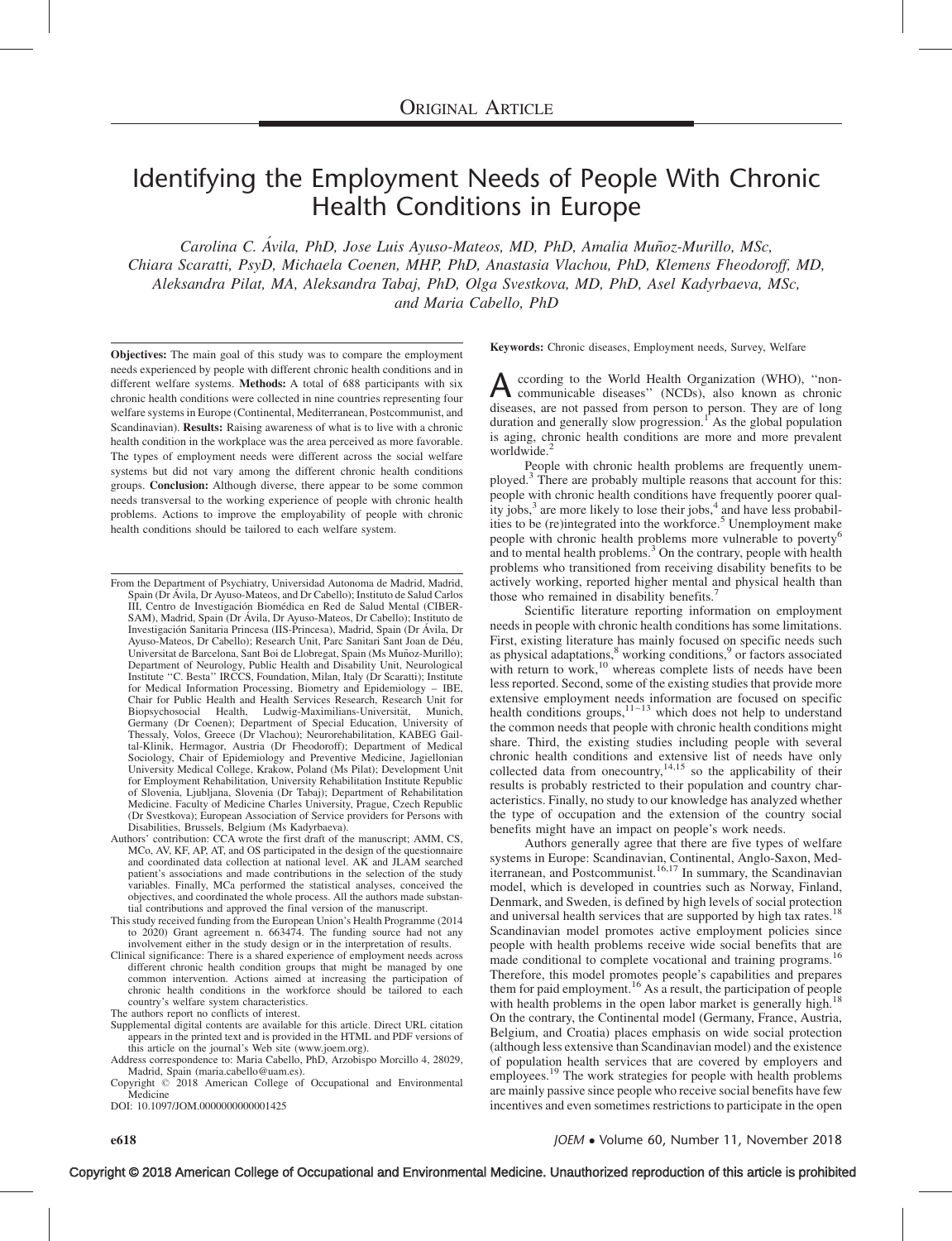ORIGINAL ARTICLE

# Identifying the Employment Needs of People With Chronic Health Conditions in Europe

*Carolina C. Ávila, PhD, Jose Luis Ayuso-Mateos, MD, PhD, Amalia Muñoz-Murillo, MSc, Chiara Scaratti, PsyD, Michaela Coenen, MHP, PhD, Anastasia Vlachou, PhD, Klemens Fheodoroff, MD, Aleksandra Pilat, MA, Aleksandra Tabaj, PhD, Olga Svestkova, MD, PhD, Asel Kadyrbaeva, MSc, and Maria Cabello, PhD*

**Objectives:** The main goal of this study was to compare the employment needs experienced by people with different chronic health conditions and in different welfare systems. **Methods:** A total of 688 participants with six chronic health conditions were collected in nine countries representing four welfare systems in Europe (Continental, Mediterranean, Postcommunist, and Scandinavian). **Results:** Raising awareness of what is to live with a chronic health condition in the workplace was the area perceived as more favorable. The types of employment needs were different across the social welfare systems but did not vary among the different chronic health conditions groups. **Conclusion:** Although diverse, there appear to be some common needs transversal to the working experience of people with chronic health problems. Actions to improve the employability of people with chronic health conditions should be tailored to each welfare system.

**Keywords:** Chronic diseases, Employment needs, Survey, Welfare

From the Department of Psychiatry, Universidad Autonoma de Madrid, Madrid, Spain (Dr Ávila, Dr Ayuso-Mateos, and Dr Cabello); Instituto de Salud Carlos III, Centro de Investigación Biomédica en Red de Salud Mental (CIBER-SAM), Madrid, Spain (Dr Ávila, Dr Ayuso-Mateos, Dr Cabello); Instituto de Investigación Sanitaria Princesa (IIS-Princesa), Madrid, Spain (Dr Ávila, Dr Ayuso-Mateos, Dr Cabello); Research Unit, Parc Sanitari Sant Joan de Déu, Universitat de Barcelona, Sant Boi de Llobregat, Spain (Ms Muñoz-Murillo); Department of Neurology, Public Health and Disability Unit, Neurological Institute "C. Besta" IRCCS, Foundation, Milan, Italy (Dr Scaratti); Institute for Medical Information Processing, Biometry and Epidemiology – IBE, Chair for Public Health and Health Services Research, Research Unit for Biopsychosocial Health, Ludwig-Maximilians-Universität, Munich, Germany (Dr Coenen); Department of Special Education, University of Thessaly, Volos, Greece (Dr Vlachou); Neurorehabilitation, KABEG Gailtal-Klinik, Hermagor, Austria (Dr Fheodoroff); Department of Medical Sociology, Chair of Epidemiology and Preventive Medicine, Jagiellonian University Medical College, Krakow, Poland (Ms Pilat); Development Unit for Employment Rehabilitation, University Rehabilitation Institute Republic of Slovenia, Ljubljana, Slovenia (Dr Tabaj); Department of Rehabilitation Medicine. Faculty of Medicine Charles University, Prague, Czech Republic (Dr Svestkova); European Association of Service providers for Persons with Disabilities, Brussels, Belgium (Ms Kadyrbaeva).

Authors' contribution: CCA wrote the first draft of the manuscript; AMM, CS, MCo, AV, KF, AP, AT, and OS participated in the design of the questionnaire and coordinated data collection at national level. AK and JLAM searched patient's associations and made contributions in the selection of the study variables. Finally, MCa performed the statistical analyses, conceived the objectives, and coordinated the whole process. All the authors made substantial contributions and approved the final version of the manuscript.

This study received funding from the European Union's Health Programme (2014 to 2020) Grant agreement n. 663474. The funding source had not any involvement either in the study design or in the interpretation of results.

Clinical significance: There is a shared experience of employment needs across different chronic health condition groups that might be managed by one common intervention. Actions aimed at increasing the participation of chronic health conditions in the workforce should be tailored to each country's welfare system characteristics.

The authors report no conflicts of interest.

Supplemental digital contents are available for this article. Direct URL citation appears in the printed text and is provided in the HTML and PDF versions of this article on the journal's Web site (www.joem.org).

Address correspondence to: Maria Cabello, PhD, Arzobispo Morcillo 4, 28029, Madrid, Spain (maria.cabello@uam.es).

Copyright © 2018 American College of Occupational and Environmental Medicine

DOI: 10.1097/JOM.0000000000001425

According to the World Health Organization (WHO), "non-communicable diseases" (NCDs), also known as chronic diseases, are not passed from person to person. They are of long duration and generally slow progression.[1] As the global population is aging, chronic health conditions are more and more prevalent worldwide.[2]

People with chronic health problems are frequently unemployed.[3] There are probably multiple reasons that account for this: people with chronic health conditions have frequently poorer quality jobs,[3] are more likely to lose their jobs,[4] and have less probabilities to be (re)integrated into the workforce.[5] Unemployment make people with chronic health problems more vulnerable to poverty[6] and to mental health problems.[3] On the contrary, people with health problems who transitioned from receiving disability benefits to be actively working, reported higher mental and physical health than those who remained in disability benefits.[7]

Scientific literature reporting information on employment needs in people with chronic health conditions has some limitations. First, existing literature has mainly focused on specific needs such as physical adaptations,[8] working conditions,[9] or factors associated with return to work,[10] whereas complete lists of needs have been less reported. Second, some of the existing studies that provide more extensive employment needs information are focused on specific health conditions groups,[11–13] which does not help to understand the common needs that people with chronic health conditions might share. Third, the existing studies including people with several chronic health conditions and extensive list of needs have only collected data from onecountry,[14,15] so the applicability of their results is probably restricted to their population and country characteristics. Finally, no study to our knowledge has analyzed whether the type of occupation and the extension of the country social benefits might have an impact on people's work needs.

Authors generally agree that there are five types of welfare systems in Europe: Scandinavian, Continental, Anglo-Saxon, Mediterranean, and Postcommunist.[16,17] In summary, the Scandinavian model, which is developed in countries such as Norway, Finland, Denmark, and Sweden, is defined by high levels of social protection and universal health services that are supported by high tax rates.[18] Scandinavian model promotes active employment policies since people with health problems receive wide social benefits that are made conditional to complete vocational and training programs.[16] Therefore, this model promotes people's capabilities and prepares them for paid employment.[16] As a result, the participation of people with health problems in the open labor market is generally high.[18] On the contrary, the Continental model (Germany, France, Austria, Belgium, and Croatia) places emphasis on wide social protection (although less extensive than Scandinavian model) and the existence of population health services that are covered by employers and employees.[19] The work strategies for people with health problems are mainly passive since people who receive social benefits have few incentives and even sometimes restrictions to participate in the open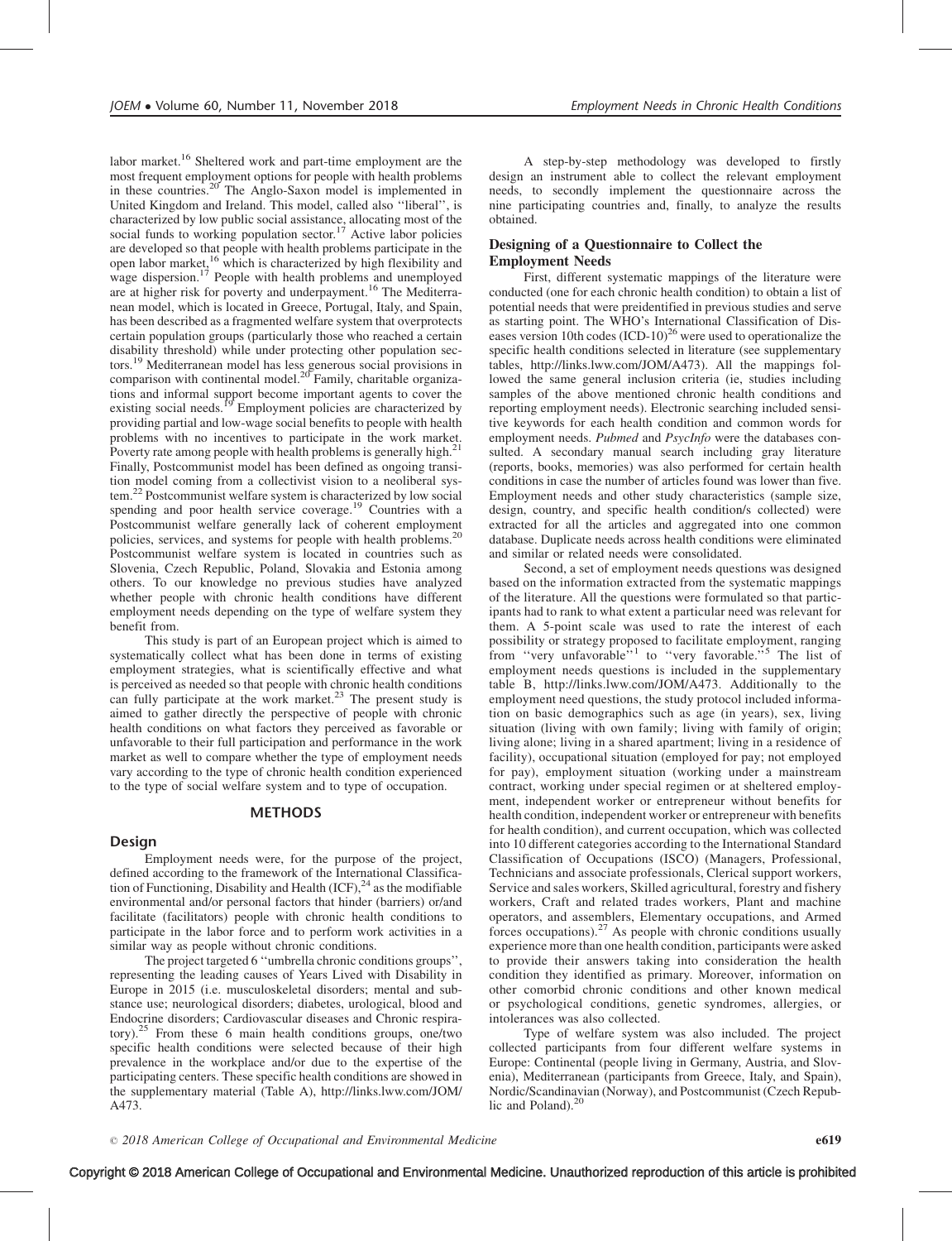labor market.[16] Sheltered work and part-time employment are the most frequent employment options for people with health problems in these countries.[20] The Anglo-Saxon model is implemented in United Kingdom and Ireland. This model, called also ''liberal'', is characterized by low public social assistance, allocating most of the social funds to working population sector.[17] Active labor policies are developed so that people with health problems participate in the open labor market,[16] which is characterized by high flexibility and wage dispersion.[17] People with health problems and unemployed are at higher risk for poverty and underpayment.[16] The Mediterranean model, which is located in Greece, Portugal, Italy, and Spain, has been described as a fragmented welfare system that overprotects certain population groups (particularly those who reached a certain disability threshold) while under protecting other population sectors.[19] Mediterranean model has less generous social provisions in comparison with continental model.[20] Family, charitable organizations and informal support become important agents to cover the existing social needs.[19] Employment policies are characterized by providing partial and low-wage social benefits to people with health problems with no incentives to participate in the work market. Poverty rate among people with health problems is generally high.[21] Finally, Postcommunist model has been defined as ongoing transition model coming from a collectivist vision to a neoliberal system.[22] Postcommunist welfare system is characterized by low social spending and poor health service coverage.[19] Countries with a Postcommunist welfare generally lack of coherent employment policies, services, and systems for people with health problems.[20] Postcommunist welfare system is located in countries such as Slovenia, Czech Republic, Poland, Slovakia and Estonia among others. To our knowledge no previous studies have analyzed whether people with chronic health conditions have different employment needs depending on the type of welfare system they benefit from.

This study is part of an European project which is aimed to systematically collect what has been done in terms of existing employment strategies, what is scientifically effective and what is perceived as needed so that people with chronic health conditions can fully participate at the work market.[23] The present study is aimed to gather directly the perspective of people with chronic health conditions on what factors they perceived as favorable or unfavorable to their full participation and performance in the work market as well to compare whether the type of employment needs vary according to the type of chronic health condition experienced to the type of social welfare system and to type of occupation.

## METHODS

### Design

Employment needs were, for the purpose of the project, defined according to the framework of the International Classification of Functioning, Disability and Health (ICF),[24] as the modifiable environmental and/or personal factors that hinder (barriers) or/and facilitate (facilitators) people with chronic health conditions to participate in the labor force and to perform work activities in a similar way as people without chronic conditions.

The project targeted 6 ''umbrella chronic conditions groups'', representing the leading causes of Years Lived with Disability in Europe in 2015 (i.e. musculoskeletal disorders; mental and substance use; neurological disorders; diabetes, urological, blood and Endocrine disorders; Cardiovascular diseases and Chronic respiratory).[25] From these 6 main health conditions groups, one/two specific health conditions were selected because of their high prevalence in the workplace and/or due to the expertise of the participating centers. These specific health conditions are showed in the supplementary material (Table A), http://links.lww.com/JOM/A473.

A step-by-step methodology was developed to firstly design an instrument able to collect the relevant employment needs, to secondly implement the questionnaire across the nine participating countries and, finally, to analyze the results obtained.

### Designing of a Questionnaire to Collect the Employment Needs

First, different systematic mappings of the literature were conducted (one for each chronic health condition) to obtain a list of potential needs that were preidentified in previous studies and serve as starting point. The WHO's International Classification of Diseases version 10th codes (ICD-10)[26] were used to operationalize the specific health conditions selected in literature (see supplementary tables, http://links.lww.com/JOM/A473). All the mappings followed the same general inclusion criteria (ie, studies including samples of the above mentioned chronic health conditions and reporting employment needs). Electronic searching included sensitive keywords for each health condition and common words for employment needs. *Pubmed* and *PsycInfo* were the databases consulted. A secondary manual search including gray literature (reports, books, memories) was also performed for certain health conditions in case the number of articles found was lower than five. Employment needs and other study characteristics (sample size, design, country, and specific health condition/s collected) were extracted for all the articles and aggregated into one common database. Duplicate needs across health conditions were eliminated and similar or related needs were consolidated.

Second, a set of employment needs questions was designed based on the information extracted from the systematic mappings of the literature. All the questions were formulated so that participants had to rank to what extent a particular need was relevant for them. A 5-point scale was used to rate the interest of each possibility or strategy proposed to facilitate employment, ranging from ''very unfavorable''[1] to ''very favorable.''[5] The list of employment needs questions is included in the supplementary table B, http://links.lww.com/JOM/A473. Additionally to the employment need questions, the study protocol included information on basic demographics such as age (in years), sex, living situation (living with own family; living with family of origin; living alone; living in a shared apartment; living in a residence of facility), occupational situation (employed for pay; not employed for pay), employment situation (working under a mainstream contract, working under special regimen or at sheltered employment, independent worker or entrepreneur without benefits for health condition, independent worker or entrepreneur with benefits for health condition), and current occupation, which was collected into 10 different categories according to the International Standard Classification of Occupations (ISCO) (Managers, Professional, Technicians and associate professionals, Clerical support workers, Service and sales workers, Skilled agricultural, forestry and fishery workers, Craft and related trades workers, Plant and machine operators, and assemblers, Elementary occupations, and Armed forces occupations).[27] As people with chronic conditions usually experience more than one health condition, participants were asked to provide their answers taking into consideration the health condition they identified as primary. Moreover, information on other comorbid chronic conditions and other known medical or psychological conditions, genetic syndromes, allergies, or intolerances was also collected.

Type of welfare system was also included. The project collected participants from four different welfare systems in Europe: Continental (people living in Germany, Austria, and Slovenia), Mediterranean (participants from Greece, Italy, and Spain), Nordic/Scandinavian (Norway), and Postcommunist (Czech Republic and Poland).[20]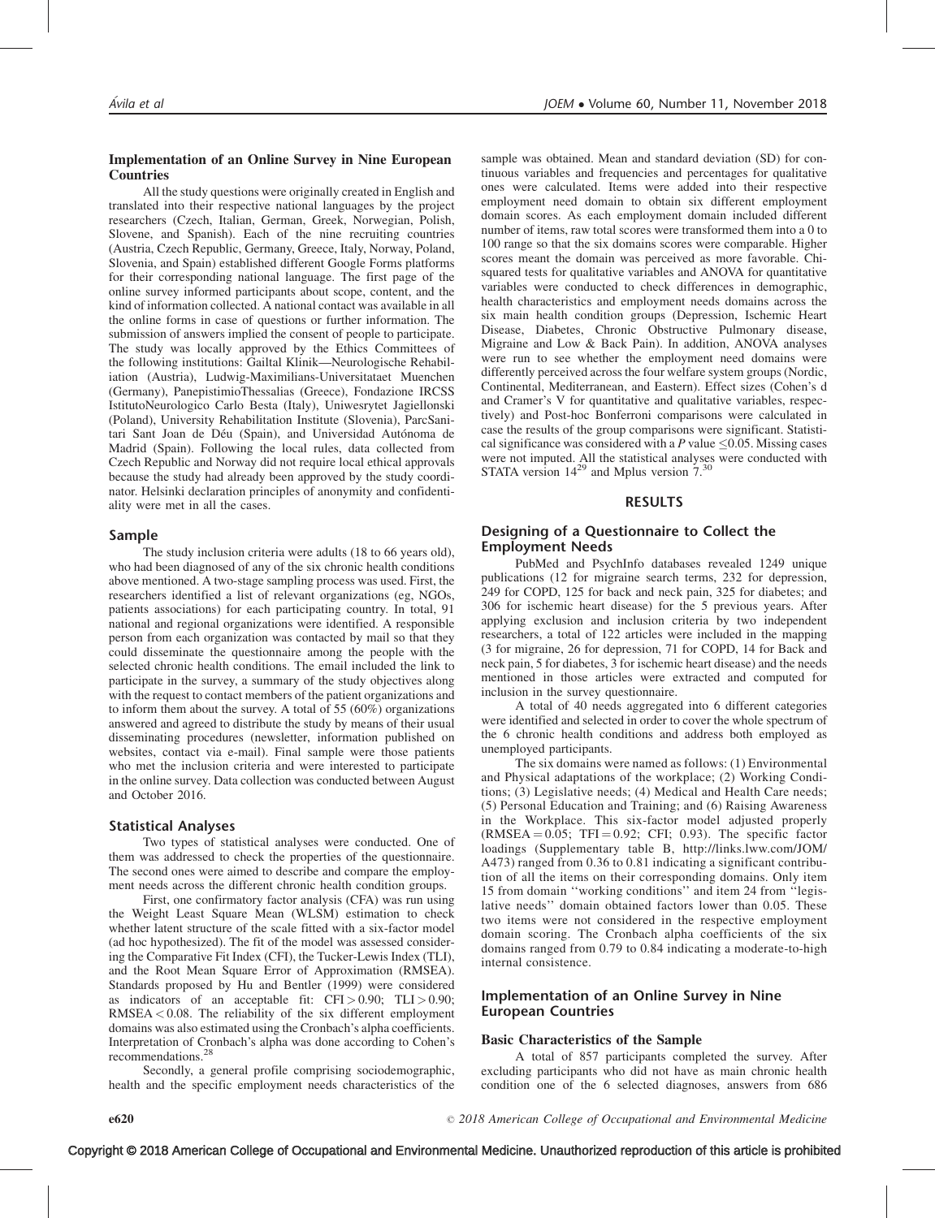### Implementation of an Online Survey in Nine European Countries

All the study questions were originally created in English and translated into their respective national languages by the project researchers (Czech, Italian, German, Greek, Norwegian, Polish, Slovene, and Spanish). Each of the nine recruiting countries (Austria, Czech Republic, Germany, Greece, Italy, Norway, Poland, Slovenia, and Spain) established different Google Forms platforms for their corresponding national language. The first page of the online survey informed participants about scope, content, and the kind of information collected. A national contact was available in all the online forms in case of questions or further information. The submission of answers implied the consent of people to participate. The study was locally approved by the Ethics Committees of the following institutions: Gailtal Klinik—Neurologische Rehabiliation (Austria), Ludwig-Maximilians-Universitataet Muenchen (Germany), PanepistimioThessalias (Greece), Fondazione IRCSS IstitutoNeurologico Carlo Besta (Italy), Uniwesrytet Jagiellonski (Poland), University Rehabilitation Institute (Slovenia), ParcSanitari Sant Joan de Déu (Spain), and Universidad Autónoma de Madrid (Spain). Following the local rules, data collected from Czech Republic and Norway did not require local ethical approvals because the study had already been approved by the study coordinator. Helsinki declaration principles of anonymity and confidentiality were met in all the cases.

## Sample

The study inclusion criteria were adults (18 to 66 years old), who had been diagnosed of any of the six chronic health conditions above mentioned. A two-stage sampling process was used. First, the researchers identified a list of relevant organizations (eg, NGOs, patients associations) for each participating country. In total, 91 national and regional organizations were identified. A responsible person from each organization was contacted by mail so that they could disseminate the questionnaire among the people with the selected chronic health conditions. The email included the link to participate in the survey, a summary of the study objectives along with the request to contact members of the patient organizations and to inform them about the survey. A total of 55 (60%) organizations answered and agreed to distribute the study by means of their usual disseminating procedures (newsletter, information published on websites, contact via e-mail). Final sample were those patients who met the inclusion criteria and were interested to participate in the online survey. Data collection was conducted between August and October 2016.

## Statistical Analyses

Two types of statistical analyses were conducted. One of them was addressed to check the properties of the questionnaire. The second ones were aimed to describe and compare the employment needs across the different chronic health condition groups.

First, one confirmatory factor analysis (CFA) was run using the Weight Least Square Mean (WLSM) estimation to check whether latent structure of the scale fitted with a six-factor model (ad hoc hypothesized). The fit of the model was assessed considering the Comparative Fit Index (CFI), the Tucker-Lewis Index (TLI), and the Root Mean Square Error of Approximation (RMSEA). Standards proposed by Hu and Bentler (1999) were considered as indicators of an acceptable fit: CFI $>$ 0.90; TLI $>$ 0.90; RMSEA $<$ 0.08. The reliability of the six different employment domains was also estimated using the Cronbach's alpha coefficients. Interpretation of Cronbach's alpha was done according to Cohen's recommendations.[28]

Secondly, a general profile comprising sociodemographic, health and the specific employment needs characteristics of the sample was obtained. Mean and standard deviation (SD) for continuous variables and frequencies and percentages for qualitative ones were calculated. Items were added into their respective employment need domain to obtain six different employment domain scores. As each employment domain included different number of items, raw total scores were transformed them into a 0 to 100 range so that the six domains scores were comparable. Higher scores meant the domain was perceived as more favorable. Chi-squared tests for qualitative variables and ANOVA for quantitative variables were conducted to check differences in demographic, health characteristics and employment needs domains across the six main health condition groups (Depression, Ischemic Heart Disease, Diabetes, Chronic Obstructive Pulmonary disease, Migraine and Low & Back Pain). In addition, ANOVA analyses were run to see whether the employment need domains were differently perceived across the four welfare system groups (Nordic, Continental, Mediterranean, and Eastern). Effect sizes (Cohen's d and Cramer's V for quantitative and qualitative variables, respectively) and Post-hoc Bonferroni comparisons were calculated in case the results of the group comparisons were significant. Statistical significance was considered with a $P$ value $\leq$0.05. Missing cases were not imputed. All the statistical analyses were conducted with STATA version 14[29] and Mplus version 7.[30]

# RESULTS

## Designing of a Questionnaire to Collect the Employment Needs

PubMed and PsychInfo databases revealed 1249 unique publications (12 for migraine search terms, 232 for depression, 249 for COPD, 125 for back and neck pain, 325 for diabetes; and 306 for ischemic heart disease) for the 5 previous years. After applying exclusion and inclusion criteria by two independent researchers, a total of 122 articles were included in the mapping (3 for migraine, 26 for depression, 71 for COPD, 14 for Back and neck pain, 5 for diabetes, 3 for ischemic heart disease) and the needs mentioned in those articles were extracted and computed for inclusion in the survey questionnaire.

A total of 40 needs aggregated into 6 different categories were identified and selected in order to cover the whole spectrum of the 6 chronic health conditions and address both employed as unemployed participants.

The six domains were named as follows: (1) Environmental and Physical adaptations of the workplace; (2) Working Conditions; (3) Legislative needs; (4) Medical and Health Care needs; (5) Personal Education and Training; and (6) Raising Awareness in the Workplace. This six-factor model adjusted properly (RMSEA = 0.05; TFI = 0.92; CFI; 0.93). The specific factor loadings (Supplementary table B, http://links.lww.com/JOM/A473) ranged from 0.36 to 0.81 indicating a significant contribution of all the items on their corresponding domains. Only item 15 from domain ''working conditions'' and item 24 from ''legislative needs'' domain obtained factors lower than 0.05. These two items were not considered in the respective employment domain scoring. The Cronbach alpha coefficients of the six domains ranged from 0.79 to 0.84 indicating a moderate-to-high internal consistence.

## Implementation of an Online Survey in Nine European Countries

### Basic Characteristics of the Sample

A total of 857 participants completed the survey. After excluding participants who did not have as main chronic health condition one of the 6 selected diagnoses, answers from 686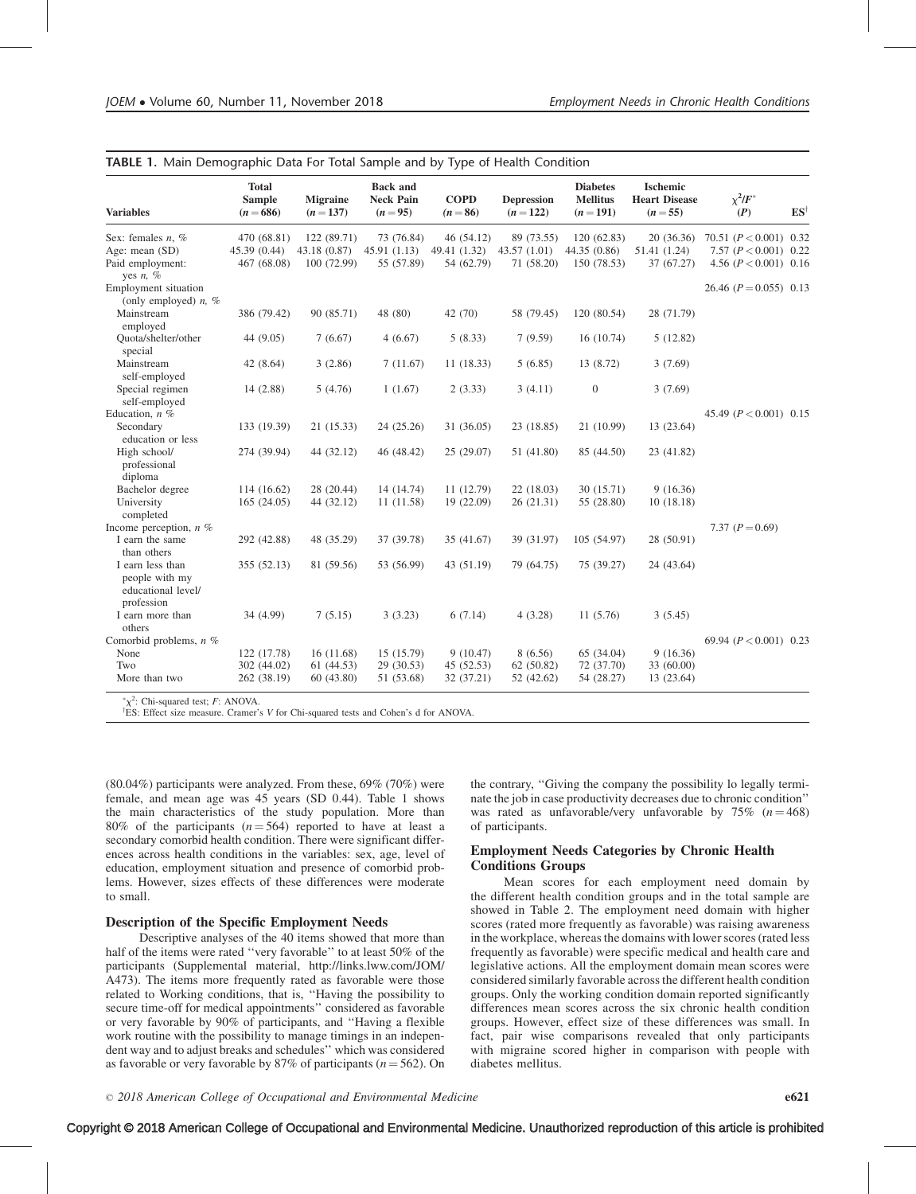**TABLE 1.** Main Demographic Data For Total Sample and by Type of Health Condition

| Variables | Total Sample (n = 686) | Migraine (n = 137) | Back and Neck Pain (n = 95) | COPD (n = 86) | Depression (n = 122) | Diabetes Mellitus (n = 191) | Ischemic Heart Disease (n = 55) | $\chi^2$/F* (P) | ES† |
|---|---|---|---|---|---|---|---|---|---|
| Sex: females n, % | 470 (68.81) | 122 (89.71) | 73 (76.84) | 46 (54.12) | 89 (73.55) | 120 (62.83) | 20 (36.36) | 70.51 ($P < 0.001$) | 0.32 |
| Age: mean (SD) | 45.39 (0.44) | 43.18 (0.87) | 45.91 (1.13) | 49.41 (1.32) | 43.57 (1.01) | 44.35 (0.86) | 51.41 (1.24) | 7.57 ($P < 0.001$) | 0.22 |
| Paid employment: yes n, % | 467 (68.08) | 100 (72.99) | 55 (57.89) | 54 (62.79) | 71 (58.20) | 150 (78.53) | 37 (67.27) | 4.56 ($P < 0.001$) | 0.16 |
| Employment situation (only employed) n, % | | | | | | | | 26.46 ($P = 0.055$) | 0.13 |
| Mainstream employed | 386 (79.42) | 90 (85.71) | 48 (80) | 42 (70) | 58 (79.45) | 120 (80.54) | 28 (71.79) | | |
| Quota/shelter/other special | 44 (9.05) | 7 (6.67) | 4 (6.67) | 5 (8.33) | 7 (9.59) | 16 (10.74) | 5 (12.82) | | |
| Mainstream self-employed | 42 (8.64) | 3 (2.86) | 7 (11.67) | 11 (18.33) | 5 (6.85) | 13 (8.72) | 3 (7.69) | | |
| Special regimen self-employed | 14 (2.88) | 5 (4.76) | 1 (1.67) | 2 (3.33) | 3 (4.11) | 0 | 3 (7.69) | | |
| Education, n % | | | | | | | | 45.49 ($P < 0.001$) | 0.15 |
| Secondary education or less | 133 (19.39) | 21 (15.33) | 24 (25.26) | 31 (36.05) | 23 (18.85) | 21 (10.99) | 13 (23.64) | | |
| High school/ professional diploma | 274 (39.94) | 44 (32.12) | 46 (48.42) | 25 (29.07) | 51 (41.80) | 85 (44.50) | 23 (41.82) | | |
| Bachelor degree | 114 (16.62) | 28 (20.44) | 14 (14.74) | 11 (12.79) | 22 (18.03) | 30 (15.71) | 9 (16.36) | | |
| University completed | 165 (24.05) | 44 (32.12) | 11 (11.58) | 19 (22.09) | 26 (21.31) | 55 (28.80) | 10 (18.18) | | |
| Income perception, n % | | | | | | | | 7.37 ($P = 0.69$) | |
| I earn the same than others | 292 (42.88) | 48 (35.29) | 37 (39.78) | 35 (41.67) | 39 (31.97) | 105 (54.97) | 28 (50.91) | | |
| I earn less than people with my educational level/ profession | 355 (52.13) | 81 (59.56) | 53 (56.99) | 43 (51.19) | 79 (64.75) | 75 (39.27) | 24 (43.64) | | |
| I earn more than others | 34 (4.99) | 7 (5.15) | 3 (3.23) | 6 (7.14) | 4 (3.28) | 11 (5.76) | 3 (5.45) | | |
| Comorbid problems, n % | | | | | | | | 69.94 ($P < 0.001$) | 0.23 |
| None | 122 (17.78) | 16 (11.68) | 15 (15.79) | 9 (10.47) | 8 (6.56) | 65 (34.04) | 9 (16.36) | | |
| Two | 302 (44.02) | 61 (44.53) | 29 (30.53) | 45 (52.53) | 62 (50.82) | 72 (37.70) | 33 (60.00) | | |
| More than two | 262 (38.19) | 60 (43.80) | 51 (53.68) | 32 (37.21) | 52 (42.62) | 54 (28.27) | 13 (23.64) | | |

*$\chi^2$: Chi-squared test; F: ANOVA.
†ES: Effect size measure. Cramer's V for Chi-squared tests and Cohen's d for ANOVA.

(80.04%) participants were analyzed. From these, 69% (70%) were female, and mean age was 45 years (SD 0.44). Table 1 shows the main characteristics of the study population. More than 80% of the participants ($n = 564$) reported to have at least a secondary comorbid health condition. There were significant differences across health conditions in the variables: sex, age, level of education, employment situation and presence of comorbid problems. However, sizes effects of these differences were moderate to small.

### Description of the Specific Employment Needs

Descriptive analyses of the 40 items showed that more than half of the items were rated ''very favorable'' to at least 50% of the participants (Supplemental material, http://links.lww.com/JOM/A473). The items more frequently rated as favorable were those related to Working conditions, that is, ''Having the possibility to secure time-off for medical appointments'' considered as favorable or very favorable by 90% of participants, and ''Having a flexible work routine with the possibility to manage timings in an independent way and to adjust breaks and schedules'' which was considered as favorable or very favorable by 87% of participants ($n = 562$). On the contrary, ''Giving the company the possibility lo legally terminate the job in case productivity decreases due to chronic condition'' was rated as unfavorable/very unfavorable by 75% ($n = 468$) of participants.

### Employment Needs Categories by Chronic Health Conditions Groups

Mean scores for each employment need domain by the different health condition groups and in the total sample are showed in Table 2. The employment need domain with higher scores (rated more frequently as favorable) was raising awareness in the workplace, whereas the domains with lower scores (rated less frequently as favorable) were specific medical and health care and legislative actions. All the employment domain mean scores were considered similarly favorable across the different health condition groups. Only the working condition domain reported significantly differences mean scores across the six chronic health condition groups. However, effect size of these differences was small. In fact, pair wise comparisons revealed that only participants with migraine scored higher in comparison with people with diabetes mellitus.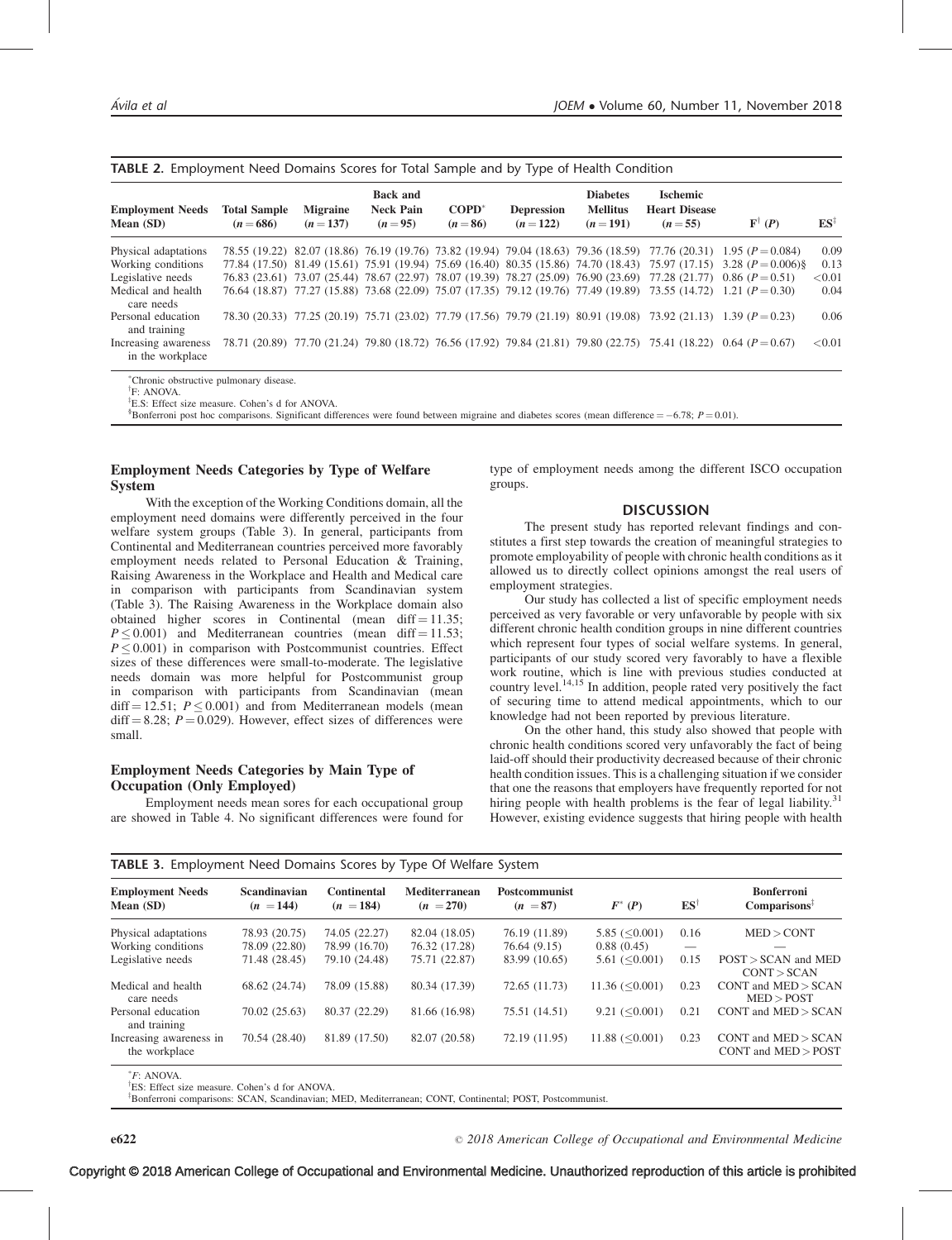**TABLE 2.** Employment Need Domains Scores for Total Sample and by Type of Health Condition

| Employment Needs Mean (SD) | Total Sample ($n = 686$) | Migraine ($n = 137$) | Back and Neck Pain ($n = 95$) | COPD* ($n = 86$) | Depression ($n = 122$) | Diabetes Mellitus ($n = 191$) | Ischemic Heart Disease ($n = 55$) | F† (P) | ES‡ |
|---|---|---|---|---|---|---|---|---|---|
| Physical adaptations | 78.55 (19.22) | 82.07 (18.86) | 76.19 (19.76) | 73.82 (19.94) | 79.04 (18.63) | 79.36 (18.59) | 77.76 (20.31) | 1.95 ($P = 0.084$) | 0.09 |
| Working conditions | 77.84 (17.50) | 81.49 (15.61) | 75.91 (19.94) | 75.69 (16.40) | 80.35 (15.86) | 74.70 (18.43) | 75.97 (17.15) | 3.28 ($P = 0.006$)§ | 0.13 |
| Legislative needs | 76.83 (23.61) | 73.07 (25.44) | 78.67 (22.97) | 78.07 (19.39) | 78.27 (25.09) | 76.90 (23.69) | 77.28 (21.77) | 0.86 ($P = 0.51$) | <0.01 |
| Medical and health care needs | 76.64 (18.87) | 77.27 (15.88) | 73.68 (22.09) | 75.07 (17.35) | 79.12 (19.76) | 77.49 (19.89) | 73.55 (14.72) | 1.21 ($P = 0.30$) | 0.04 |
| Personal education and training | 78.30 (20.33) | 77.25 (20.19) | 75.71 (23.02) | 77.79 (17.56) | 79.79 (21.19) | 80.91 (19.08) | 73.92 (21.13) | 1.39 ($P = 0.23$) | 0.06 |
| Increasing awareness in the workplace | 78.71 (20.89) | 77.70 (21.24) | 79.80 (18.72) | 76.56 (17.92) | 79.84 (21.81) | 79.80 (22.75) | 75.41 (18.22) | 0.64 ($P = 0.67$) | <0.01 |

*Chronic obstructive pulmonary disease.
†F: ANOVA.
‡E.S: Effect size measure. Cohen's d for ANOVA.
§Bonferroni post hoc comparisons. Significant differences were found between migraine and diabetes scores (mean difference = −6.78; $P = 0.01$).

### Employment Needs Categories by Type of Welfare System

With the exception of the Working Conditions domain, all the employment need domains were differently perceived in the four welfare system groups (Table 3). In general, participants from Continental and Mediterranean countries perceived more favorably employment needs related to Personal Education & Training, Raising Awareness in the Workplace and Health and Medical care in comparison with participants from Scandinavian system (Table 3). The Raising Awareness in the Workplace domain also obtained higher scores in Continental (mean diff = 11.35; $P \leq 0.001$) and Mediterranean countries (mean diff = 11.53; $P \leq 0.001$) in comparison with Postcommunist countries. Effect sizes of these differences were small-to-moderate. The legislative needs domain was more helpful for Postcommunist group in comparison with participants from Scandinavian (mean diff = 12.51; $P \leq 0.001$) and from Mediterranean models (mean diff = 8.28; $P = 0.029$). However, effect sizes of differences were small.

### Employment Needs Categories by Main Type of Occupation (Only Employed)

Employment needs mean sores for each occupational group are showed in Table 4. No significant differences were found for type of employment needs among the different ISCO occupation groups.

## DISCUSSION

The present study has reported relevant findings and constitutes a first step towards the creation of meaningful strategies to promote employability of people with chronic health conditions as it allowed us to directly collect opinions amongst the real users of employment strategies.

Our study has collected a list of specific employment needs perceived as very favorable or very unfavorable by people with six different chronic health condition groups in nine different countries which represent four types of social welfare systems. In general, participants of our study scored very favorably to have a flexible work routine, which is line with previous studies conducted at country level.[14,15] In addition, people rated very positively the fact of securing time to attend medical appointments, which to our knowledge had not been reported by previous literature.

On the other hand, this study also showed that people with chronic health conditions scored very unfavorably the fact of being laid-off should their productivity decreased because of their chronic health condition issues. This is a challenging situation if we consider that one the reasons that employers have frequently reported for not hiring people with health problems is the fear of legal liability.[31] However, existing evidence suggests that hiring people with health

**TABLE 3.** Employment Need Domains Scores by Type Of Welfare System

| Employment Needs Mean (SD) | Scandinavian ($n = 144$) | Continental ($n = 184$) | Mediterranean ($n = 270$) | Postcommunist ($n = 87$) | $F^*$ (P) | ES† | Bonferroni Comparisons‡ |
|---|---|---|---|---|---|---|---|
| Physical adaptations | 78.93 (20.75) | 74.05 (22.27) | 82.04 (18.05) | 76.19 (11.89) | 5.85 (≤0.001) | 0.16 | MED > CONT |
| Working conditions | 78.09 (22.80) | 78.99 (16.70) | 76.32 (17.28) | 76.64 (9.15) | 0.88 (0.45) | — | — |
| Legislative needs | 71.48 (28.45) | 79.10 (24.48) | 75.71 (22.87) | 83.99 (10.65) | 5.61 (≤0.001) | 0.15 | POST > SCAN and MED<br>CONT > SCAN |
| Medical and health care needs | 68.62 (24.74) | 78.09 (15.88) | 80.34 (17.39) | 72.65 (11.73) | 11.36 (≤0.001) | 0.23 | CONT and MED > SCAN<br>MED > POST |
| Personal education and training | 70.02 (25.63) | 80.37 (22.29) | 81.66 (16.98) | 75.51 (14.51) | 9.21 (≤0.001) | 0.21 | CONT and MED > SCAN |
| Increasing awareness in the workplace | 70.54 (28.40) | 81.89 (17.50) | 82.07 (20.58) | 72.19 (11.95) | 11.88 (≤0.001) | 0.23 | CONT and MED > SCAN<br>CONT and MED > POST |

*F: ANOVA.
†ES: Effect size measure. Cohen's d for ANOVA.
‡Bonferroni comparisons: SCAN, Scandinavian; MED, Mediterranean; CONT, Continental; POST, Postcommunist.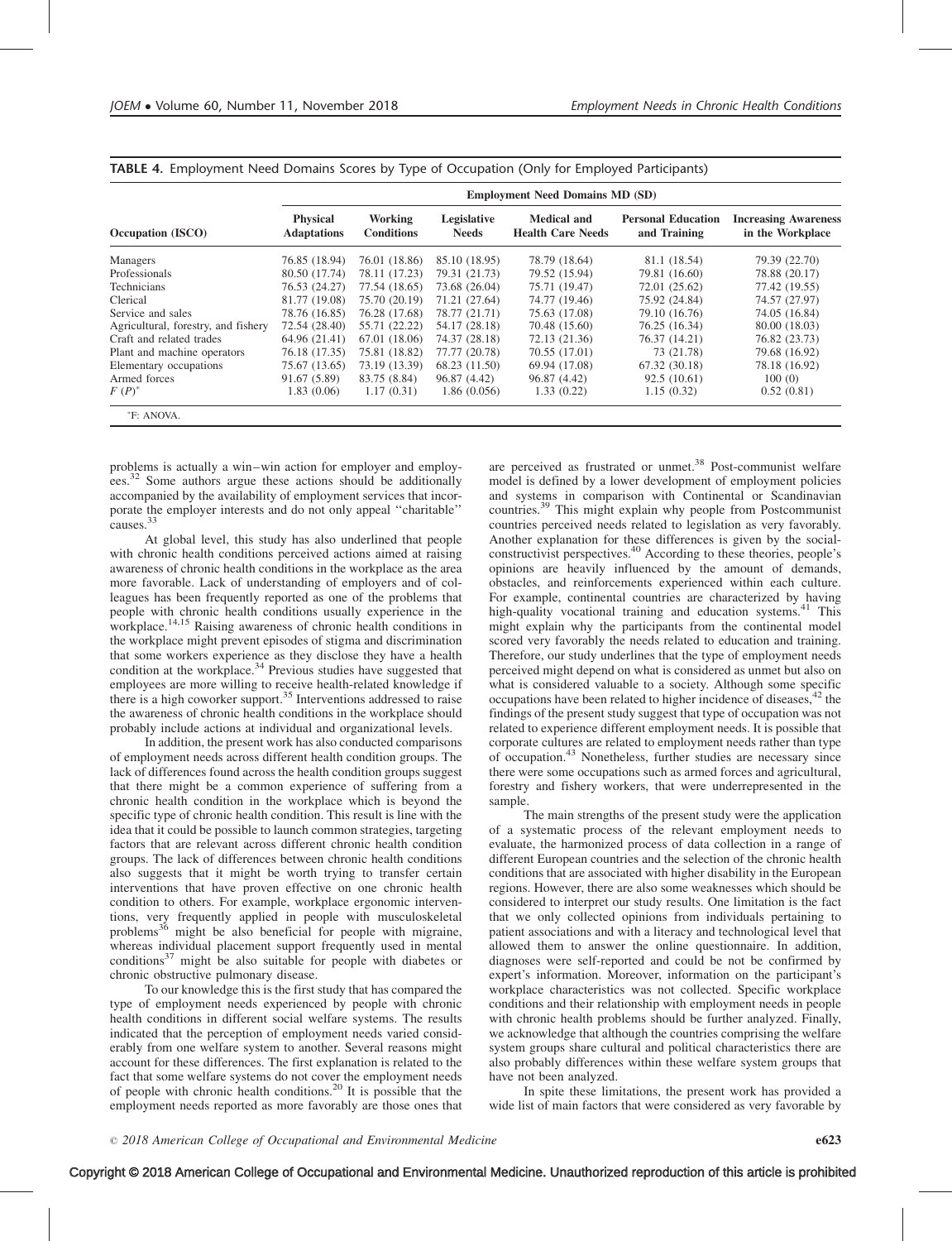**TABLE 4.** Employment Need Domains Scores by Type of Occupation (Only for Employed Participants)

| Occupation (ISCO) | Employment Need Domains MD (SD) | | | | | |
|---|---|---|---|---|---|---|
| | Physical Adaptations | Working Conditions | Legislative Needs | Medical and Health Care Needs | Personal Education and Training | Increasing Awareness in the Workplace |
| Managers | 76.85 (18.94) | 76.01 (18.86) | 85.10 (18.95) | 78.79 (18.64) | 81.1 (18.54) | 79.39 (22.70) |
| Professionals | 80.50 (17.74) | 78.11 (17.23) | 79.31 (21.73) | 79.52 (15.94) | 79.81 (16.60) | 78.88 (20.17) |
| Technicians | 76.53 (24.27) | 77.54 (18.65) | 73.68 (26.04) | 75.71 (19.47) | 72.01 (25.62) | 77.42 (19.55) |
| Clerical | 81.77 (19.08) | 75.70 (20.19) | 71.21 (27.64) | 74.77 (19.46) | 75.92 (24.84) | 74.57 (27.97) |
| Service and sales | 78.76 (16.85) | 76.28 (17.68) | 78.77 (21.71) | 75.63 (17.08) | 79.10 (16.76) | 74.05 (16.84) |
| Agricultural, forestry, and fishery | 72.54 (28.40) | 55.71 (22.22) | 54.17 (28.18) | 70.48 (15.60) | 76.25 (16.34) | 80.00 (18.03) |
| Craft and related trades | 64.96 (21.41) | 67.01 (18.06) | 74.37 (28.18) | 72.13 (21.36) | 76.37 (14.21) | 76.82 (23.73) |
| Plant and machine operators | 76.18 (17.35) | 75.81 (18.82) | 77.77 (20.78) | 70.55 (17.01) | 73 (21.78) | 79.68 (16.92) |
| Elementary occupations | 75.67 (13.65) | 73.19 (13.39) | 68.23 (11.50) | 69.94 (17.08) | 67.32 (30.18) | 78.18 (16.92) |
| Armed forces | 91.67 (5.89) | 83.75 (8.84) | 96.87 (4.42) | 96.87 (4.42) | 92.5 (10.61) | 100 (0) |
| $F$ $(P)$* | 1.83 (0.06) | 1.17 (0.31) | 1.86 (0.056) | 1.33 (0.22) | 1.15 (0.32) | 0.52 (0.81) |

*F: ANOVA.

problems is actually a win–win action for employer and employees.[32] Some authors argue these actions should be additionally accompanied by the availability of employment services that incorporate the employer interests and do not only appeal "charitable" causes.[33]

At global level, this study has also underlined that people with chronic health conditions perceived actions aimed at raising awareness of chronic health conditions in the workplace as the area more favorable. Lack of understanding of employers and of colleagues has been frequently reported as one of the problems that people with chronic health conditions usually experience in the workplace.[14,15] Raising awareness of chronic health conditions in the workplace might prevent episodes of stigma and discrimination that some workers experience as they disclose they have a health condition at the workplace.[34] Previous studies have suggested that employees are more willing to receive health-related knowledge if there is a high coworker support.[35] Interventions addressed to raise the awareness of chronic health conditions in the workplace should probably include actions at individual and organizational levels.

In addition, the present work has also conducted comparisons of employment needs across different health condition groups. The lack of differences found across the health condition groups suggest that there might be a common experience of suffering from a chronic health condition in the workplace which is beyond the specific type of chronic health condition. This result is line with the idea that it could be possible to launch common strategies, targeting factors that are relevant across different chronic health condition groups. The lack of differences between chronic health conditions also suggests that it might be worth trying to transfer certain interventions that have proven effective on one chronic health condition to others. For example, workplace ergonomic interventions, very frequently applied in people with musculoskeletal problems[36] might be also beneficial for people with migraine, whereas individual placement support frequently used in mental conditions[37] might be also suitable for people with diabetes or chronic obstructive pulmonary disease.

To our knowledge this is the first study that has compared the type of employment needs experienced by people with chronic health conditions in different social welfare systems. The results indicated that the perception of employment needs varied considerably from one welfare system to another. Several reasons might account for these differences. The first explanation is related to the fact that some welfare systems do not cover the employment needs of people with chronic health conditions.[20] It is possible that the employment needs reported as more favorably are those ones that are perceived as frustrated or unmet.[38] Post-communist welfare model is defined by a lower development of employment policies and systems in comparison with Continental or Scandinavian countries.[39] This might explain why people from Postcommunist countries perceived needs related to legislation as very favorably. Another explanation for these differences is given by the social-constructivist perspectives.[40] According to these theories, people's opinions are heavily influenced by the amount of demands, obstacles, and reinforcements experienced within each culture. For example, continental countries are characterized by having high-quality vocational training and education systems.[41] This might explain why the participants from the continental model scored very favorably the needs related to education and training. Therefore, our study underlines that the type of employment needs perceived might depend on what is considered as unmet but also on what is considered valuable to a society. Although some specific occupations have been related to higher incidence of diseases,[42] the findings of the present study suggest that type of occupation was not related to experience different employment needs. It is possible that corporate cultures are related to employment needs rather than type of occupation.[43] Nonetheless, further studies are necessary since there were some occupations such as armed forces and agricultural, forestry and fishery workers, that were underrepresented in the sample.

The main strengths of the present study were the application of a systematic process of the relevant employment needs to evaluate, the harmonized process of data collection in a range of different European countries and the selection of the chronic health conditions that are associated with higher disability in the European regions. However, there are also some weaknesses which should be considered to interpret our study results. One limitation is the fact that we only collected opinions from individuals pertaining to patient associations and with a literacy and technological level that allowed them to answer the online questionnaire. In addition, diagnoses were self-reported and could be not be confirmed by expert's information. Moreover, information on the participant's workplace characteristics was not collected. Specific workplace conditions and their relationship with employment needs in people with chronic health problems should be further analyzed. Finally, we acknowledge that although the countries comprising the welfare system groups share cultural and political characteristics there are also probably differences within these welfare system groups that have not been analyzed.

In spite these limitations, the present work has provided a wide list of main factors that were considered as very favorable by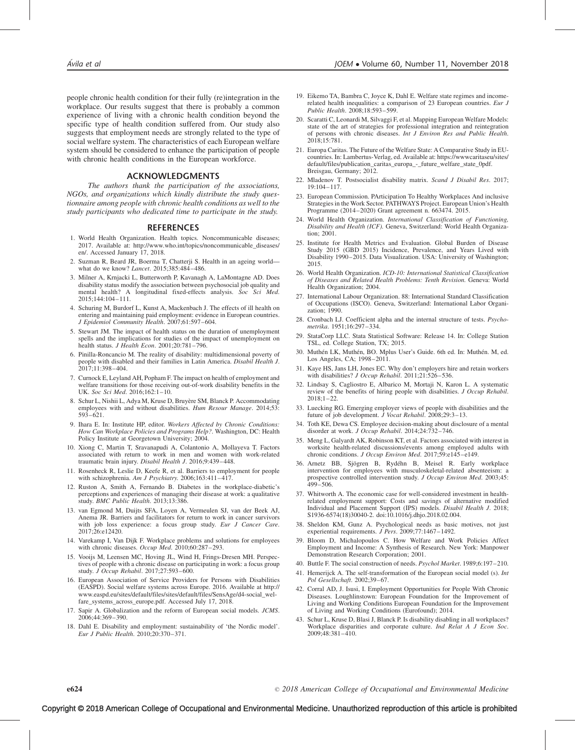people chronic health condition for their fully (re)integration in the workplace. Our results suggest that there is probably a common experience of living with a chronic health condition beyond the specific type of health condition suffered from. Our study also suggests that employment needs are strongly related to the type of social welfare system. The characteristics of each European welfare system should be considered to enhance the participation of people with chronic health conditions in the European workforce.

## ACKNOWLEDGMENTS

*The authors thank the participation of the associations, NGOs, and organizations which kindly distribute the study questionnaire among people with chronic health conditions as well to the study participants who dedicated time to participate in the study.*

## REFERENCES

1. World Health Organization. Health topics. Noncommunicable diseases; 2017. Available at: http://www.who.int/topics/noncommunicable_diseases/en/. Accessed January 17, 2018.
2. Suzman R, Beard JR, Boerma T, Chatterji S. Health in an ageing world—what do we know? *Lancet*. 2015;385:484–486.
3. Milner A, Krnjacki L, Butterworth P, Kavanagh A, LaMontagne AD. Does disability status modify the association between psychosocial job quality and mental health? A longitudinal fixed-effects analysis. *Soc Sci Med*. 2015;144:104–111.
4. Schuring M, Burdorf L, Kunst A, Mackenbach J. The effects of ill health on entering and maintaining paid employment: evidence in European countries. *J Epidemiol Community Health*. 2007;61:597–604.
5. Stewart JM. The impact of health status on the duration of unemployment spells and the implications for studies of the impact of unemployment on health status. *J Health Econ*. 2001;20:781–796.
6. Pinilla-Roncancio M. The reality of disability: multidimensional poverty of people with disabled and their families in Latin America. *Disabil Health J*. 2017;11:398–404.
7. Curnock E, Leyland AH, Popham F. The impact on health of employment and welfare transitions for those receiving out-of-work disability benefits in the UK. *Soc Sci Med*. 2016;162:1–10.
8. Schur L, Nishii L, Adya M, Kruse D, Bruyère SM, Blanck P. Accommodating employees with and without disabilities. *Hum Resour Manage*. 2014;53: 593–621.
9. Ihara E. In: Institute HP, editor. *Workers Affected by Chronic Conditions: How Can Workplace Policies and Programs Help?*. Washington, DC: Health Policy Institute at Georgetown University; 2004.
10. Xiong C, Martin T, Sravanapudi A, Colantonio A, Mollayeva T. Factors associated with return to work in men and women with work-related traumatic brain injury. *Disabil Health J*. 2016;9:439–448.
11. Rosenheck R, Leslie D, Keefe R, et al. Barriers to employment for people with schizophrenia. *Am J Psychiatry*. 2006;163:411–417.
12. Ruston A, Smith A, Fernando B. Diabetes in the workplace-diabetic's perceptions and experiences of managing their disease at work: a qualitative study. *BMC Public Health*. 2013;13:386.
13. van Egmond M, Duijts SFA, Loyen A, Vermeulen SJ, van der Beek AJ, Anema JR. Barriers and facilitators for return to work in cancer survivors with job loss experience: a focus group study. *Eur J Cancer Care*. 2017;26:e12420.
14. Varekamp I, Van Dijk F. Workplace problems and solutions for employees with chronic diseases. *Occup Med*. 2010;60:287–293.
15. Vooijs M, Leensen MC, Hoving JL, Wind H, Frings-Dresen MH. Perspectives of people with a chronic disease on participating in work: a focus group study. *J Occup Rehabil*. 2017;27:593–600.
16. European Association of Service Providers for Persons with Disabilities (EASPD). Social welfare systems across Europe. 2016. Available at http://www.easpd.eu/sites/default/files/sites/default/files/SensAge/d4-social_welfare_systems_across_europe.pdf. Accessed July 17, 2018.
17. Sapir A. Globalization and the reform of European social models. *JCMS*. 2006;44:369–390.
18. Dahl E. Disability and employment: sustainability of 'the Nordic model'. *Eur J Public Health*. 2010;20:370–371.
19. Eikemo TA, Bambra C, Joyce K, Dahl E. Welfare state regimes and income-related health inequalities: a comparison of 23 European countries. *Eur J Public Health*. 2008;18:593–599.
20. Scaratti C, Leonardi M, Silvaggi F, et al. Mapping European Welfare Models: state of the art of strategies for professional integration and reintegration of persons with chronic diseases. *Int J Environ Res and Public Health*. 2018;15:781.
21. Europa Caritas. The Future of the Welfare State: A Comparative Study in EU-countries. In: Lambertus-Verlag, ed. Available at: https://wwwcaritaseu/sites/default/files/publication_caritas_europa_-_future_welfare_state_0pdf. Breisgau, Germany; 2012.
22. Mladenov T. Postsocialist disability matrix. *Scand J Disabil Res*. 2017; 19:104–117.
23. European Commission. PArticipation To Healthy Workplaces And inclusive Strategies in the Work Sector. PATHWAYS Project. European Union's Health Programme (2014–2020) Grant agreement n. 663474. 2015.
24. World Health Organization. *International Classification of Functioning, Disability and Health (ICF)*. Geneva, Switzerland: World Health Organization; 2001.
25. Institute for Health Metrics and Evaluation. Global Burden of Disease Study 2015 (GBD 2015) Incidence, Prevalence, and Years Lived with Disability 1990–2015. Data Visualization. USA: University of Washington; 2015.
26. World Health Organization. *ICD-10: International Statistical Classification of Diseases and Related Health Problems: Tenth Revision*. Geneva: World Health Organization; 2004.
27. International Labour Organization. 88: International Standard Classification of Occupations (ISCO). Geneva, Switzerland: International Labor Organization; 1990.
28. Cronbach LJ. Coefficient alpha and the internal structure of tests. *Psychometrika*. 1951;16:297–334.
29. StataCorp LLC. Stata Statistical Software: Release 14. In: College Station TSL, ed. College Station, TX; 2015.
30. Muthén LK, Muthén, BO. Mplus User's Guide. 6th ed. In: Muthén. M, ed. Los Angeles, CA; 1998–2011.
31. Kaye HS, Jans LH, Jones EC. Why don't employers hire and retain workers with disabilities? *J Occup Rehabil*. 2011;21:526–536.
32. Lindsay S, Cagliostro E, Albarico M, Mortaji N, Karon L. A systematic review of the benefits of hiring people with disabilities. *J Occup Rehabil*. 2018;1–22.
33. Luecking RG. Emerging employer views of people with disabilities and the future of job development. *J Vocat Rehabil*. 2008;29:3–13.
34. Toth KE, Dewa CS. Employee decision-making about disclosure of a mental disorder at work. *J Occup Rehabil*. 2014;24:732–746.
35. Meng L, Galyardt AK, Robinson KT, et al. Factors associated with interest in worksite health-related discussions/events among employed adults with chronic conditions. *J Occup Environ Med*. 2017;59:e145–e149.
36. Arnetz BB, Sjögren B, Rydéhn B, Meisel R. Early workplace intervention for employees with musculoskeletal-related absenteeism: a prospective controlled intervention study. *J Occup Environ Med*. 2003;45: 499–506.
37. Whitworth A. The economic case for well-considered investment in health-related employment support: Costs and savings of alternative modified Individual and Placement Support (IPS) models. *Disabil Health J*. 2018; S1936-6574(18)30040-2. doi:10.1016/j.dhjo.2018.02.004.
38. Sheldon KM, Gunz A. Psychological needs as basic motives, not just experiential requirements. *J Pers*. 2009;77:1467–1492.
39. Bloom D, Michalopoulos C. How Welfare and Work Policies Affect Employment and Income: A Synthesis of Research. New York: Manpower Demonstration Research Corporation; 2001.
40. Buttle F. The social construction of needs. *Psychol Market*. 1989;6:197–210.
41. Hemerijck A. The self-transformation of the European social model (s). *Int Pol Gesellschaft*. 2002;39–67.
42. Corral AD, J. Isusi, I. Employment Opportunities for People With Chronic Diseases. Loughlinstown: European Foundation for the Improvement of Living and Working Conditions European Foundation for the Improvement of Living and Working Conditions (Eurofound); 2014.
43. Schur L, Kruse D, Blasi J, Blanck P. Is disability disabling in all workplaces? Workplace disparities and corporate culture. *Ind Relat A J Econ Soc*. 2009;48:381–410.